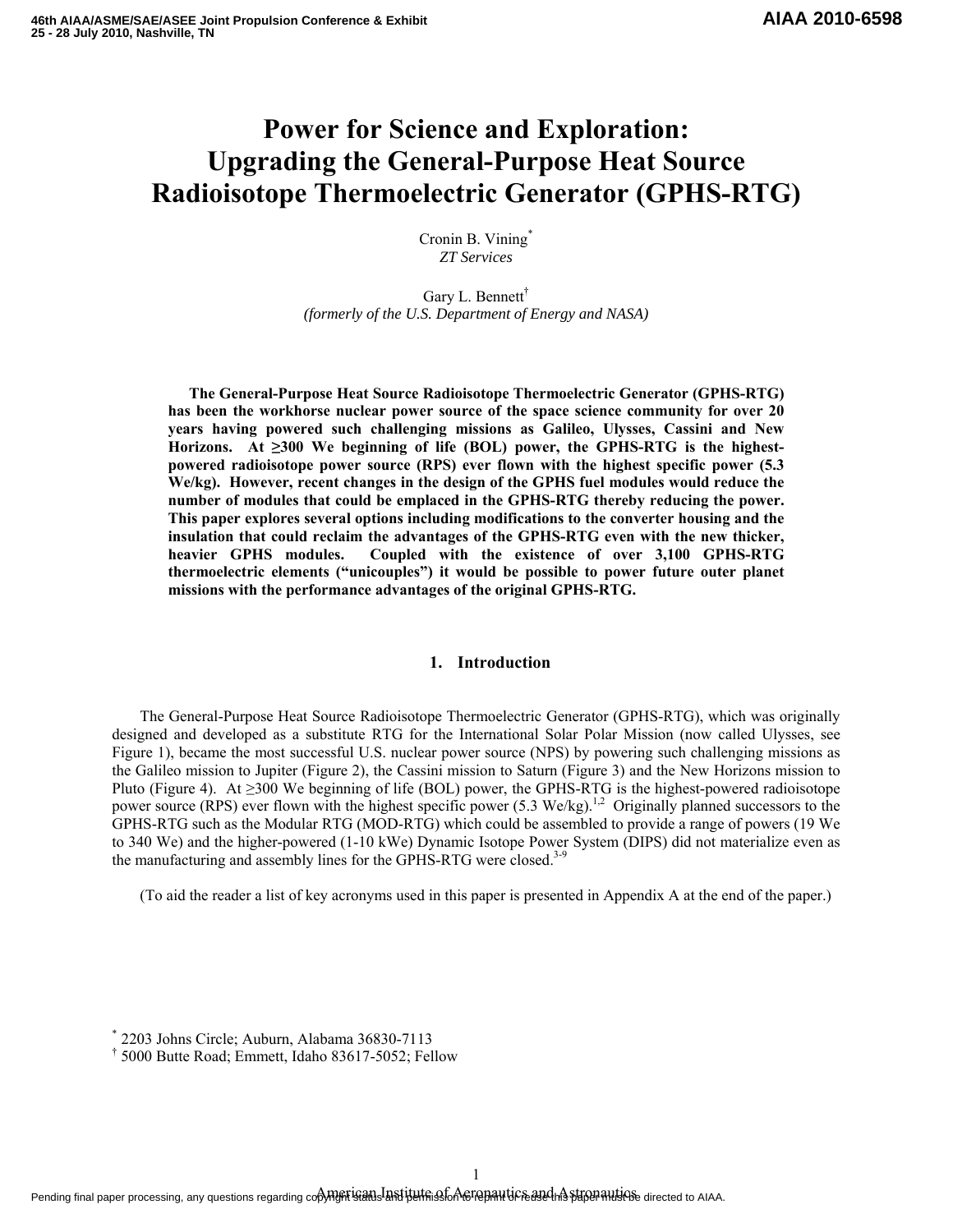# Power for Science and Exploration: Upgrading the General-Purpose Heat Source Radioisotope Thermoelectric Generator (GPHS-RTG)

Cronin B. Vining[*]
*ZT Services*

Gary L. Bennett[†]
*(formerly of the U.S. Department of Energy and NASA)*

**The General-Purpose Heat Source Radioisotope Thermoelectric Generator (GPHS-RTG) has been the workhorse nuclear power source of the space science community for over 20 years having powered such challenging missions as Galileo, Ulysses, Cassini and New Horizons. At ≥300 We beginning of life (BOL) power, the GPHS-RTG is the highest-powered radioisotope power source (RPS) ever flown with the highest specific power (5.3 We/kg). However, recent changes in the design of the GPHS fuel modules would reduce the number of modules that could be emplaced in the GPHS-RTG thereby reducing the power. This paper explores several options including modifications to the converter housing and the insulation that could reclaim the advantages of the GPHS-RTG even with the new thicker, heavier GPHS modules. Coupled with the existence of over 3,100 GPHS-RTG thermoelectric elements ("unicouples") it would be possible to power future outer planet missions with the performance advantages of the original GPHS-RTG.**

## 1. Introduction

The General-Purpose Heat Source Radioisotope Thermoelectric Generator (GPHS-RTG), which was originally designed and developed as a substitute RTG for the International Solar Polar Mission (now called Ulysses, see Figure 1), became the most successful U.S. nuclear power source (NPS) by powering such challenging missions as the Galileo mission to Jupiter (Figure 2), the Cassini mission to Saturn (Figure 3) and the New Horizons mission to Pluto (Figure 4). At ≥300 We beginning of life (BOL) power, the GPHS-RTG is the highest-powered radioisotope power source (RPS) ever flown with the highest specific power (5.3 We/kg).[1,2] Originally planned successors to the GPHS-RTG such as the Modular RTG (MOD-RTG) which could be assembled to provide a range of powers (19 We to 340 We) and the higher-powered (1-10 kWe) Dynamic Isotope Power System (DIPS) did not materialize even as the manufacturing and assembly lines for the GPHS-RTG were closed.[3-9]

(To aid the reader a list of key acronyms used in this paper is presented in Appendix A at the end of the paper.)

[*] 2203 Johns Circle; Auburn, Alabama 36830-7113
[†] 5000 Butte Road; Emmett, Idaho 83617-5052; Fellow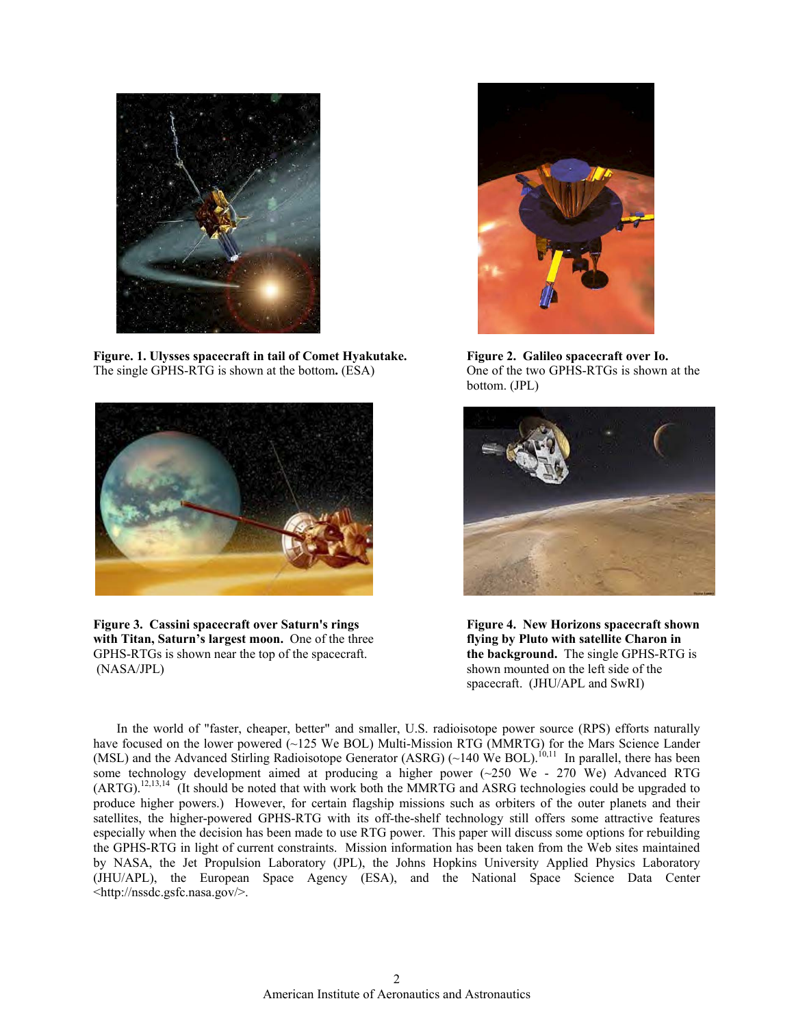**Figure. 1. Ulysses spacecraft in tail of Comet Hyakutake.** The single GPHS-RTG is shown at the bottom**.** (ESA)

**Figure 2. Galileo spacecraft over Io.** One of the two GPHS-RTGs is shown at the bottom. (JPL)

**Figure 3. Cassini spacecraft over Saturn's rings with Titan, Saturn's largest moon.** One of the three GPHS-RTGs is shown near the top of the spacecraft. (NASA/JPL)

**Figure 4. New Horizons spacecraft shown flying by Pluto with satellite Charon in the background.** The single GPHS-RTG is shown mounted on the left side of the spacecraft. (JHU/APL and SwRI)

In the world of "faster, cheaper, better" and smaller, U.S. radioisotope power source (RPS) efforts naturally have focused on the lower powered (~125 We BOL) Multi-Mission RTG (MMRTG) for the Mars Science Lander (MSL) and the Advanced Stirling Radioisotope Generator (ASRG) (~140 We BOL).[10,11] In parallel, there has been some technology development aimed at producing a higher power (~250 We - 270 We) Advanced RTG (ARTG).[12,13,14] (It should be noted that with work both the MMRTG and ASRG technologies could be upgraded to produce higher powers.) However, for certain flagship missions such as orbiters of the outer planets and their satellites, the higher-powered GPHS-RTG with its off-the-shelf technology still offers some attractive features especially when the decision has been made to use RTG power. This paper will discuss some options for rebuilding the GPHS-RTG in light of current constraints. Mission information has been taken from the Web sites maintained by NASA, the Jet Propulsion Laboratory (JPL), the Johns Hopkins University Applied Physics Laboratory (JHU/APL), the European Space Agency (ESA), and the National Space Science Data Center <http://nssdc.gsfc.nasa.gov/>.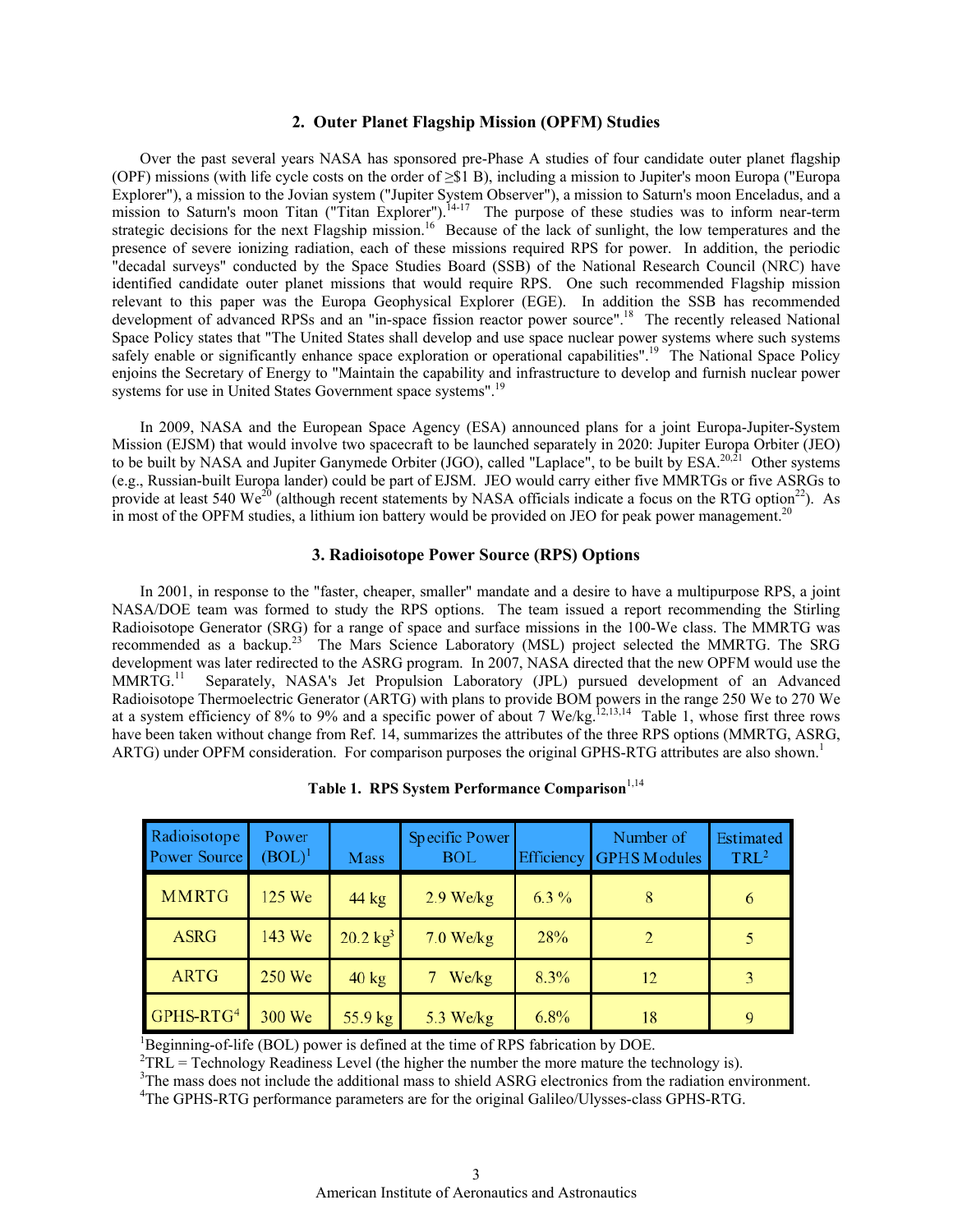## 2. Outer Planet Flagship Mission (OPFM) Studies

Over the past several years NASA has sponsored pre-Phase A studies of four candidate outer planet flagship (OPF) missions (with life cycle costs on the order of ≥$1 B), including a mission to Jupiter's moon Europa ("Europa Explorer"), a mission to the Jovian system ("Jupiter System Observer"), a mission to Saturn's moon Enceladus, and a mission to Saturn's moon Titan ("Titan Explorer").[14-17] The purpose of these studies was to inform near-term strategic decisions for the next Flagship mission.[16] Because of the lack of sunlight, the low temperatures and the presence of severe ionizing radiation, each of these missions required RPS for power. In addition, the periodic "decadal surveys" conducted by the Space Studies Board (SSB) of the National Research Council (NRC) have identified candidate outer planet missions that would require RPS. One such recommended Flagship mission relevant to this paper was the Europa Geophysical Explorer (EGE). In addition the SSB has recommended development of advanced RPSs and an "in-space fission reactor power source".[18] The recently released National Space Policy states that "The United States shall develop and use space nuclear power systems where such systems safely enable or significantly enhance space exploration or operational capabilities".[19] The National Space Policy enjoins the Secretary of Energy to "Maintain the capability and infrastructure to develop and furnish nuclear power systems for use in United States Government space systems".[19]

In 2009, NASA and the European Space Agency (ESA) announced plans for a joint Europa-Jupiter-System Mission (EJSM) that would involve two spacecraft to be launched separately in 2020: Jupiter Europa Orbiter (JEO) to be built by NASA and Jupiter Ganymede Orbiter (JGO), called "Laplace", to be built by ESA.[20,21] Other systems (e.g., Russian-built Europa lander) could be part of EJSM. JEO would carry either five MMRTGs or five ASRGs to provide at least 540 We[20] (although recent statements by NASA officials indicate a focus on the RTG option[22]). As in most of the OPFM studies, a lithium ion battery would be provided on JEO for peak power management.[20]

## 3. Radioisotope Power Source (RPS) Options

In 2001, in response to the "faster, cheaper, smaller" mandate and a desire to have a multipurpose RPS, a joint NASA/DOE team was formed to study the RPS options. The team issued a report recommending the Stirling Radioisotope Generator (SRG) for a range of space and surface missions in the 100-We class. The MMRTG was recommended as a backup.[23] The Mars Science Laboratory (MSL) project selected the MMRTG. The SRG development was later redirected to the ASRG program. In 2007, NASA directed that the new OPFM would use the MMRTG.[11] Separately, NASA's Jet Propulsion Laboratory (JPL) pursued development of an Advanced Radioisotope Thermoelectric Generator (ARTG) with plans to provide BOM powers in the range 250 We to 270 We at a system efficiency of 8% to 9% and a specific power of about 7 We/kg.[12,13,14] Table 1, whose first three rows have been taken without change from Ref. 14, summarizes the attributes of the three RPS options (MMRTG, ASRG, ARTG) under OPFM consideration. For comparison purposes the original GPHS-RTG attributes are also shown.[1]

**Table 1. RPS System Performance Comparison[1,14]**

| Radioisotope Power Source | Power (BOL)[1] | Mass | Specific Power BOL | Efficiency | Number of GPHS Modules | Estimated TRL[2] |
|---|---|---|---|---|---|---|
| MMRTG | 125 We | 44 kg | 2.9 We/kg | 6.3 % | 8 | 6 |
| ASRG | 143 We | 20.2 kg[3] | 7.0 We/kg | 28% | 2 | 5 |
| ARTG | 250 We | 40 kg | 7 We/kg | 8.3% | 12 | 3 |
| GPHS-RTG[4] | 300 We | 55.9 kg | 5.3 We/kg | 6.8% | 18 | 9 |

[1]Beginning-of-life (BOL) power is defined at the time of RPS fabrication by DOE.
[2]TRL = Technology Readiness Level (the higher the number the more mature the technology is).
[3]The mass does not include the additional mass to shield ASRG electronics from the radiation environment.
[4]The GPHS-RTG performance parameters are for the original Galileo/Ulysses-class GPHS-RTG.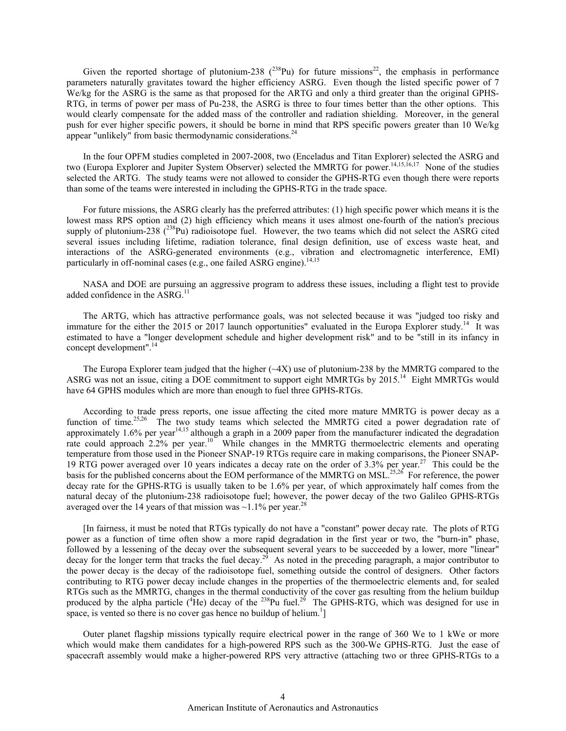Given the reported shortage of plutonium-238 ($^{238}$Pu) for future missions[22], the emphasis in performance parameters naturally gravitates toward the higher efficiency ASRG. Even though the listed specific power of 7 We/kg for the ASRG is the same as that proposed for the ARTG and only a third greater than the original GPHS-RTG, in terms of power per mass of Pu-238, the ASRG is three to four times better than the other options. This would clearly compensate for the added mass of the controller and radiation shielding. Moreover, in the general push for ever higher specific powers, it should be borne in mind that RPS specific powers greater than 10 We/kg appear "unlikely" from basic thermodynamic considerations.[24]

In the four OPFM studies completed in 2007-2008, two (Enceladus and Titan Explorer) selected the ASRG and two (Europa Explorer and Jupiter System Observer) selected the MMRTG for power.[14,15,16,17] None of the studies selected the ARTG. The study teams were not allowed to consider the GPHS-RTG even though there were reports than some of the teams were interested in including the GPHS-RTG in the trade space.

For future missions, the ASRG clearly has the preferred attributes: (1) high specific power which means it is the lowest mass RPS option and (2) high efficiency which means it uses almost one-fourth of the nation's precious supply of plutonium-238 ($^{238}$Pu) radioisotope fuel. However, the two teams which did not select the ASRG cited several issues including lifetime, radiation tolerance, final design definition, use of excess waste heat, and interactions of the ASRG-generated environments (e.g., vibration and electromagnetic interference, EMI) particularly in off-nominal cases (e.g., one failed ASRG engine).[14,15]

NASA and DOE are pursuing an aggressive program to address these issues, including emphasis on a flight test to provide added confidence in the ASRG.[11]

The ARTG, which has attractive performance goals, was not selected because it was "judged too risky and immature for the either the 2015 or 2017 launch opportunities" evaluated in the Europa Explorer study.[14] It was estimated to have a "longer development schedule and higher development risk" and to be "still in its infancy in concept development".[14]

The Europa Explorer team judged that the higher (~4X) use of plutonium-238 by the MMRTG compared to the ASRG was not an issue, citing a DOE commitment to support eight MMRTGs by 2015.[14] Eight MMRTGs would have 64 GPHS modules which are more than enough to fuel three GPHS-RTGs.

According to trade press reports, one issue affecting the cited more mature MMRTG is power decay as a function of time.[25,26] The two study teams which selected the MMRTG cited a power degradation rate of approximately 1.6% per year[14,15] although a graph in a 2009 paper from the manufacturer indicated the degradation rate could approach 2.2% per year.[10] While changes in the MMRTG thermoelectric elements and operating temperature from those used in the Pioneer SNAP-19 RTGs require care in making comparisons, the Pioneer SNAP-19 RTG power averaged over 10 years indicates a decay rate on the order of 3.3% per year.[27] This could be the basis for the published concerns about the EOM performance of the MMRTG on MSL.[25,26] For reference, the power decay rate for the GPHS-RTG is usually taken to be 1.6% per year, of which approximately half comes from the natural decay of the plutonium-238 radioisotope fuel; however, the power decay of the two Galileo GPHS-RTGs averaged over the 14 years of that mission was ~1.1% per year.[28]

[In fairness, it must be noted that RTGs typically do not have a "constant" power decay rate. The plots of RTG power as a function of time often show a more rapid degradation in the first year or two, the "burn-in" phase, followed by a lessening of the decay over the subsequent several years to be succeeded by a lower, more "linear" decay for the longer term that tracks the fuel decay.[29] As noted in the preceding paragraph, a major contributor to the power decay is the decay of the radioisotope fuel, something outside the control of designers. Other factors contributing to RTG power decay include changes in the properties of the thermoelectric elements and, for sealed RTGs such as the MMRTG, changes in the thermal conductivity of the cover gas resulting from the helium buildup produced by the alpha particle ($^{4}$He) decay of the $^{238}$Pu fuel.[29] The GPHS-RTG, which was designed for use in space, is vented so there is no cover gas hence no buildup of helium.[1]]

Outer planet flagship missions typically require electrical power in the range of 360 We to 1 kWe or more which would make them candidates for a high-powered RPS such as the 300-We GPHS-RTG. Just the ease of spacecraft assembly would make a higher-powered RPS very attractive (attaching two or three GPHS-RTGs to a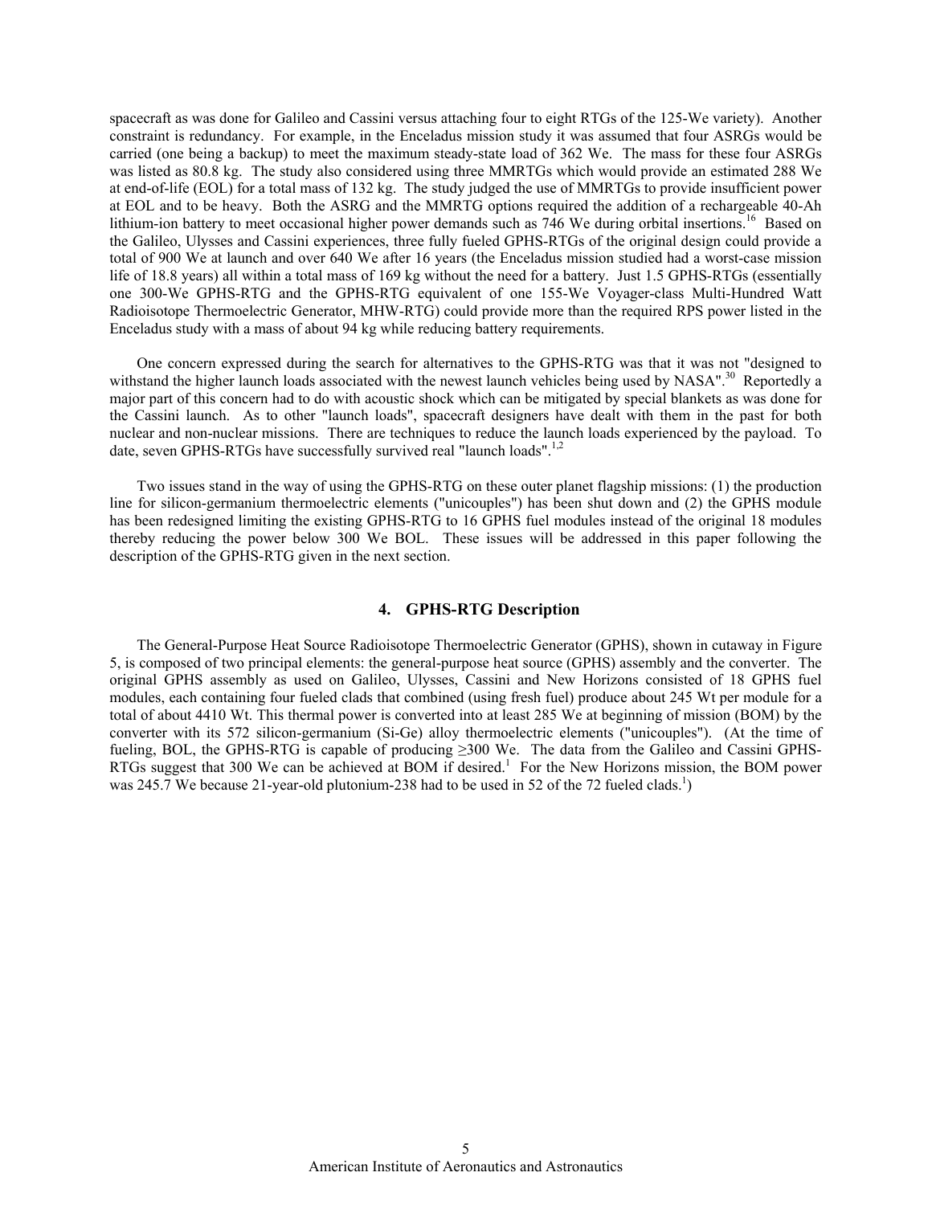spacecraft as was done for Galileo and Cassini versus attaching four to eight RTGs of the 125-We variety). Another constraint is redundancy. For example, in the Enceladus mission study it was assumed that four ASRGs would be carried (one being a backup) to meet the maximum steady-state load of 362 We. The mass for these four ASRGs was listed as 80.8 kg. The study also considered using three MMRTGs which would provide an estimated 288 We at end-of-life (EOL) for a total mass of 132 kg. The study judged the use of MMRTGs to provide insufficient power at EOL and to be heavy. Both the ASRG and the MMRTG options required the addition of a rechargeable 40-Ah lithium-ion battery to meet occasional higher power demands such as 746 We during orbital insertions.[16] Based on the Galileo, Ulysses and Cassini experiences, three fully fueled GPHS-RTGs of the original design could provide a total of 900 We at launch and over 640 We after 16 years (the Enceladus mission studied had a worst-case mission life of 18.8 years) all within a total mass of 169 kg without the need for a battery. Just 1.5 GPHS-RTGs (essentially one 300-We GPHS-RTG and the GPHS-RTG equivalent of one 155-We Voyager-class Multi-Hundred Watt Radioisotope Thermoelectric Generator, MHW-RTG) could provide more than the required RPS power listed in the Enceladus study with a mass of about 94 kg while reducing battery requirements.

One concern expressed during the search for alternatives to the GPHS-RTG was that it was not "designed to withstand the higher launch loads associated with the newest launch vehicles being used by NASA".[30] Reportedly a major part of this concern had to do with acoustic shock which can be mitigated by special blankets as was done for the Cassini launch. As to other "launch loads", spacecraft designers have dealt with them in the past for both nuclear and non-nuclear missions. There are techniques to reduce the launch loads experienced by the payload. To date, seven GPHS-RTGs have successfully survived real "launch loads".[1,2]

Two issues stand in the way of using the GPHS-RTG on these outer planet flagship missions: (1) the production line for silicon-germanium thermoelectric elements ("unicouples") has been shut down and (2) the GPHS module has been redesigned limiting the existing GPHS-RTG to 16 GPHS fuel modules instead of the original 18 modules thereby reducing the power below 300 We BOL. These issues will be addressed in this paper following the description of the GPHS-RTG given in the next section.

## 4. GPHS-RTG Description

The General-Purpose Heat Source Radioisotope Thermoelectric Generator (GPHS), shown in cutaway in Figure 5, is composed of two principal elements: the general-purpose heat source (GPHS) assembly and the converter. The original GPHS assembly as used on Galileo, Ulysses, Cassini and New Horizons consisted of 18 GPHS fuel modules, each containing four fueled clads that combined (using fresh fuel) produce about 245 Wt per module for a total of about 4410 Wt. This thermal power is converted into at least 285 We at beginning of mission (BOM) by the converter with its 572 silicon-germanium (Si-Ge) alloy thermoelectric elements ("unicouples"). (At the time of fueling, BOL, the GPHS-RTG is capable of producing ≥300 We. The data from the Galileo and Cassini GPHS-RTGs suggest that 300 We can be achieved at BOM if desired.[1] For the New Horizons mission, the BOM power was 245.7 We because 21-year-old plutonium-238 had to be used in 52 of the 72 fueled clads.[1])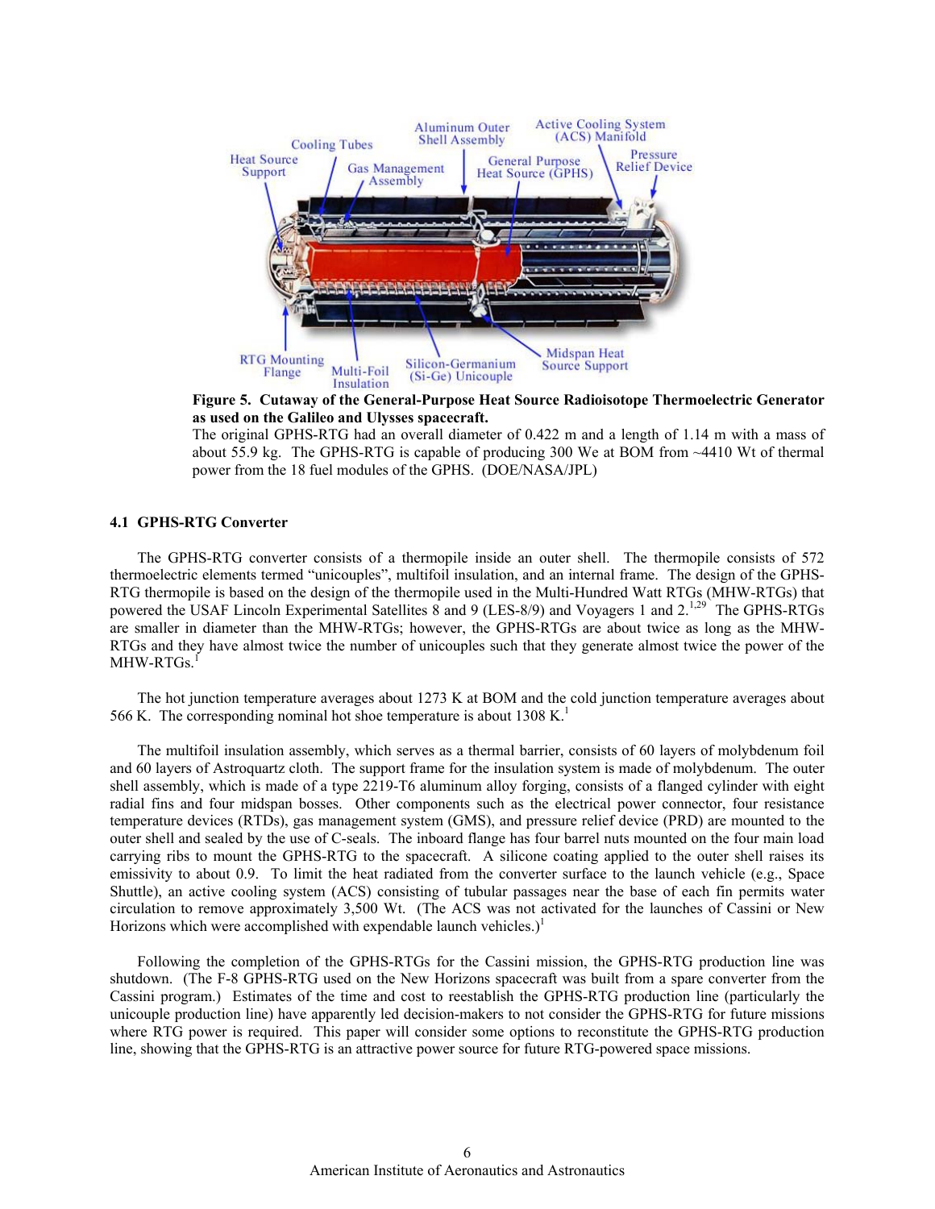**Figure 5. Cutaway of the General-Purpose Heat Source Radioisotope Thermoelectric Generator as used on the Galileo and Ulysses spacecraft.**
The original GPHS-RTG had an overall diameter of 0.422 m and a length of 1.14 m with a mass of about 55.9 kg. The GPHS-RTG is capable of producing 300 We at BOM from ~4410 Wt of thermal power from the 18 fuel modules of the GPHS. (DOE/NASA/JPL)

### 4.1 GPHS-RTG Converter

The GPHS-RTG converter consists of a thermopile inside an outer shell. The thermopile consists of 572 thermoelectric elements termed "unicouples", multifoil insulation, and an internal frame. The design of the GPHS-RTG thermopile is based on the design of the thermopile used in the Multi-Hundred Watt RTGs (MHW-RTGs) that powered the USAF Lincoln Experimental Satellites 8 and 9 (LES-8/9) and Voyagers 1 and 2.[1,29] The GPHS-RTGs are smaller in diameter than the MHW-RTGs; however, the GPHS-RTGs are about twice as long as the MHW-RTGs and they have almost twice the number of unicouples such that they generate almost twice the power of the MHW-RTGs.[1]

The hot junction temperature averages about 1273 K at BOM and the cold junction temperature averages about 566 K. The corresponding nominal hot shoe temperature is about 1308 K.[1]

The multifoil insulation assembly, which serves as a thermal barrier, consists of 60 layers of molybdenum foil and 60 layers of Astroquartz cloth. The support frame for the insulation system is made of molybdenum. The outer shell assembly, which is made of a type 2219-T6 aluminum alloy forging, consists of a flanged cylinder with eight radial fins and four midspan bosses. Other components such as the electrical power connector, four resistance temperature devices (RTDs), gas management system (GMS), and pressure relief device (PRD) are mounted to the outer shell and sealed by the use of C-seals. The inboard flange has four barrel nuts mounted on the four main load carrying ribs to mount the GPHS-RTG to the spacecraft. A silicone coating applied to the outer shell raises its emissivity to about 0.9. To limit the heat radiated from the converter surface to the launch vehicle (e.g., Space Shuttle), an active cooling system (ACS) consisting of tubular passages near the base of each fin permits water circulation to remove approximately 3,500 Wt. (The ACS was not activated for the launches of Cassini or New Horizons which were accomplished with expendable launch vehicles.)[1]

Following the completion of the GPHS-RTGs for the Cassini mission, the GPHS-RTG production line was shutdown. (The F-8 GPHS-RTG used on the New Horizons spacecraft was built from a spare converter from the Cassini program.) Estimates of the time and cost to reestablish the GPHS-RTG production line (particularly the unicouple production line) have apparently led decision-makers to not consider the GPHS-RTG for future missions where RTG power is required. This paper will consider some options to reconstitute the GPHS-RTG production line, showing that the GPHS-RTG is an attractive power source for future RTG-powered space missions.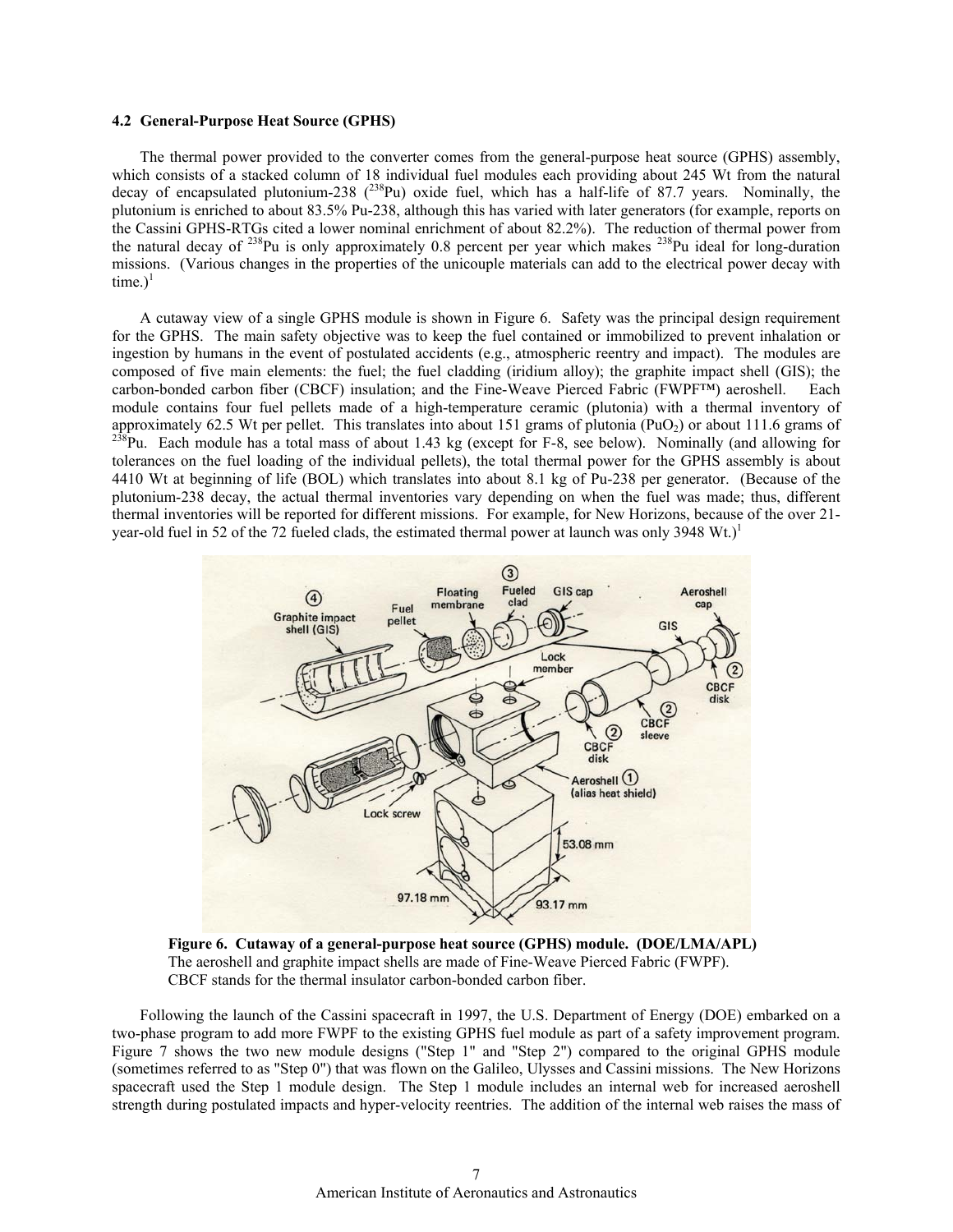### 4.2 General-Purpose Heat Source (GPHS)

The thermal power provided to the converter comes from the general-purpose heat source (GPHS) assembly, which consists of a stacked column of 18 individual fuel modules each providing about 245 Wt from the natural decay of encapsulated plutonium-238 ($^{238}$Pu) oxide fuel, which has a half-life of 87.7 years. Nominally, the plutonium is enriched to about 83.5% Pu-238, although this has varied with later generators (for example, reports on the Cassini GPHS-RTGs cited a lower nominal enrichment of about 82.2%). The reduction of thermal power from the natural decay of $^{238}$Pu is only approximately 0.8 percent per year which makes $^{238}$Pu ideal for long-duration missions. (Various changes in the properties of the unicouple materials can add to the electrical power decay with time.)[1]

A cutaway view of a single GPHS module is shown in Figure 6. Safety was the principal design requirement for the GPHS. The main safety objective was to keep the fuel contained or immobilized to prevent inhalation or ingestion by humans in the event of postulated accidents (e.g., atmospheric reentry and impact). The modules are composed of five main elements: the fuel; the fuel cladding (iridium alloy); the graphite impact shell (GIS); the carbon-bonded carbon fiber (CBCF) insulation; and the Fine-Weave Pierced Fabric (FWPF™) aeroshell. Each module contains four fuel pellets made of a high-temperature ceramic (plutonia) with a thermal inventory of approximately 62.5 Wt per pellet. This translates into about 151 grams of plutonia ($PuO_2$) or about 111.6 grams of $^{238}$Pu. Each module has a total mass of about 1.43 kg (except for F-8, see below). Nominally (and allowing for tolerances on the fuel loading of the individual pellets), the total thermal power for the GPHS assembly is about 4410 Wt at beginning of life (BOL) which translates into about 8.1 kg of Pu-238 per generator. (Because of the plutonium-238 decay, the actual thermal inventories vary depending on when the fuel was made; thus, different thermal inventories will be reported for different missions. For example, for New Horizons, because of the over 21-year-old fuel in 52 of the 72 fueled clads, the estimated thermal power at launch was only 3948 Wt.)[1]

**Figure 6. Cutaway of a general-purpose heat source (GPHS) module. (DOE/LMA/APL)**
The aeroshell and graphite impact shells are made of Fine-Weave Pierced Fabric (FWPF).
CBCF stands for the thermal insulator carbon-bonded carbon fiber.

Following the launch of the Cassini spacecraft in 1997, the U.S. Department of Energy (DOE) embarked on a two-phase program to add more FWPF to the existing GPHS fuel module as part of a safety improvement program. Figure 7 shows the two new module designs ("Step 1" and "Step 2") compared to the original GPHS module (sometimes referred to as "Step 0") that was flown on the Galileo, Ulysses and Cassini missions. The New Horizons spacecraft used the Step 1 module design. The Step 1 module includes an internal web for increased aeroshell strength during postulated impacts and hyper-velocity reentries. The addition of the internal web raises the mass of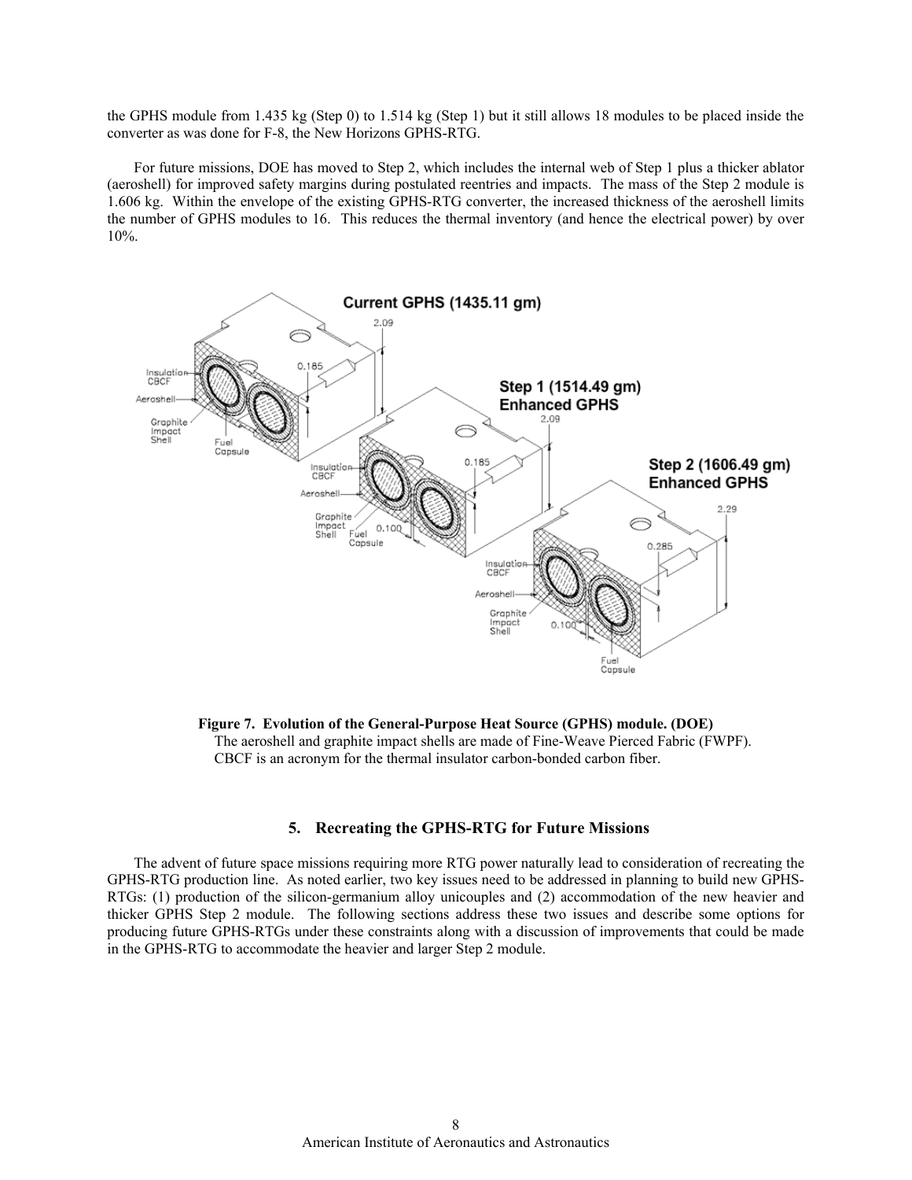the GPHS module from 1.435 kg (Step 0) to 1.514 kg (Step 1) but it still allows 18 modules to be placed inside the converter as was done for F-8, the New Horizons GPHS-RTG.

For future missions, DOE has moved to Step 2, which includes the internal web of Step 1 plus a thicker ablator (aeroshell) for improved safety margins during postulated reentries and impacts. The mass of the Step 2 module is 1.606 kg. Within the envelope of the existing GPHS-RTG converter, the increased thickness of the aeroshell limits the number of GPHS modules to 16. This reduces the thermal inventory (and hence the electrical power) by over 10%.

**Figure 7. Evolution of the General-Purpose Heat Source (GPHS) module. (DOE)**
The aeroshell and graphite impact shells are made of Fine-Weave Pierced Fabric (FWPF).
CBCF is an acronym for the thermal insulator carbon-bonded carbon fiber.

## 5. Recreating the GPHS-RTG for Future Missions

The advent of future space missions requiring more RTG power naturally lead to consideration of recreating the GPHS-RTG production line. As noted earlier, two key issues need to be addressed in planning to build new GPHS-RTGs: (1) production of the silicon-germanium alloy unicouples and (2) accommodation of the new heavier and thicker GPHS Step 2 module. The following sections address these two issues and describe some options for producing future GPHS-RTGs under these constraints along with a discussion of improvements that could be made in the GPHS-RTG to accommodate the heavier and larger Step 2 module.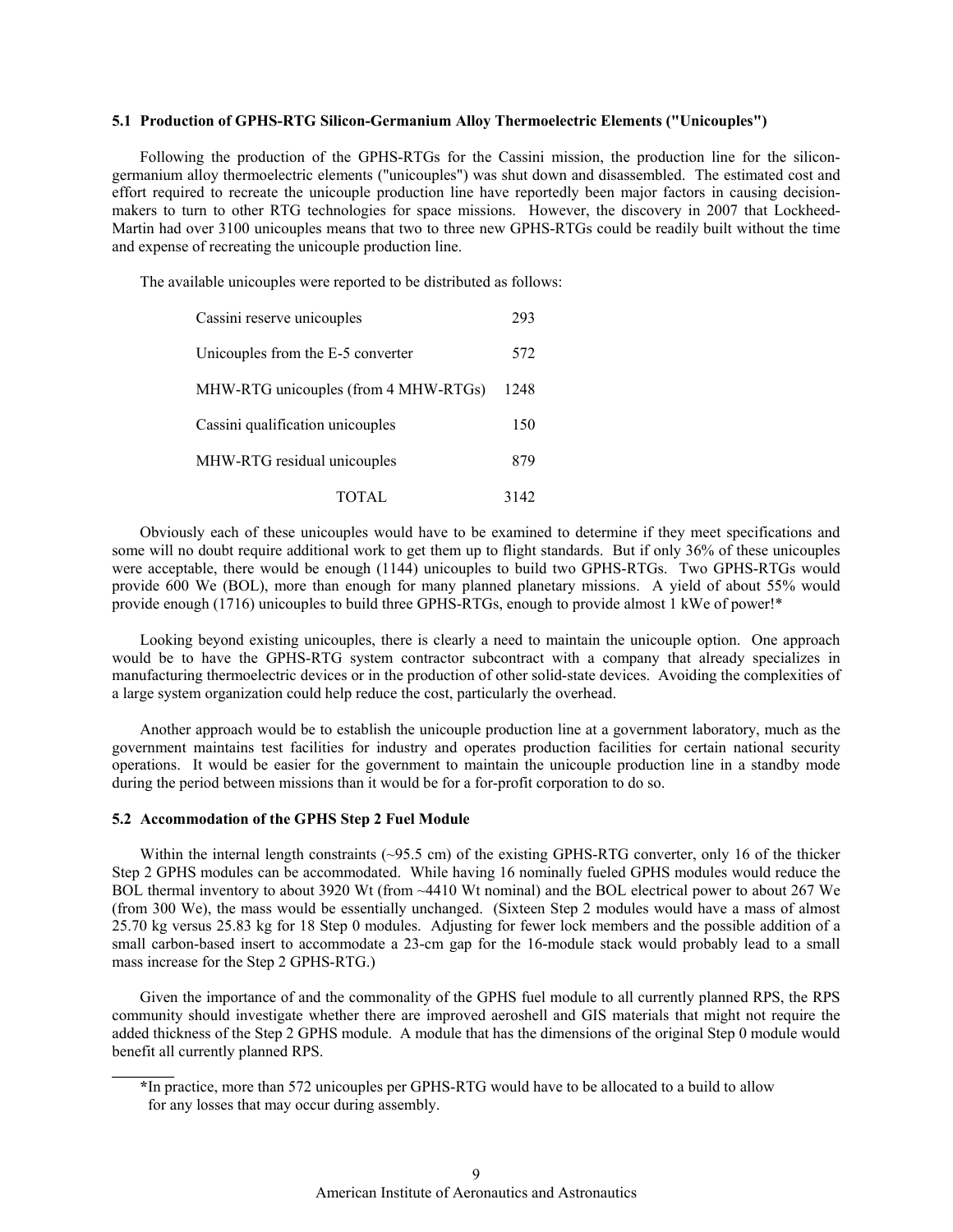### 5.1 Production of GPHS-RTG Silicon-Germanium Alloy Thermoelectric Elements ("Unicouples")

Following the production of the GPHS-RTGs for the Cassini mission, the production line for the silicon-germanium alloy thermoelectric elements ("unicouples") was shut down and disassembled. The estimated cost and effort required to recreate the unicouple production line have reportedly been major factors in causing decision-makers to turn to other RTG technologies for space missions. However, the discovery in 2007 that Lockheed-Martin had over 3100 unicouples means that two to three new GPHS-RTGs could be readily built without the time and expense of recreating the unicouple production line.

The available unicouples were reported to be distributed as follows:

| | |
|---|---|
| Cassini reserve unicouples | 293 |
| Unicouples from the E-5 converter | 572 |
| MHW-RTG unicouples (from 4 MHW-RTGs) | 1248 |
| Cassini qualification unicouples | 150 |
| MHW-RTG residual unicouples | 879 |
| TOTAL | 3142 |

Obviously each of these unicouples would have to be examined to determine if they meet specifications and some will no doubt require additional work to get them up to flight standards. But if only 36% of these unicouples were acceptable, there would be enough (1144) unicouples to build two GPHS-RTGs. Two GPHS-RTGs would provide 600 We (BOL), more than enough for many planned planetary missions. A yield of about 55% would provide enough (1716) unicouples to build three GPHS-RTGs, enough to provide almost 1 kWe of power!*

Looking beyond existing unicouples, there is clearly a need to maintain the unicouple option. One approach would be to have the GPHS-RTG system contractor subcontract with a company that already specializes in manufacturing thermoelectric devices or in the production of other solid-state devices. Avoiding the complexities of a large system organization could help reduce the cost, particularly the overhead.

Another approach would be to establish the unicouple production line at a government laboratory, much as the government maintains test facilities for industry and operates production facilities for certain national security operations. It would be easier for the government to maintain the unicouple production line in a standby mode during the period between missions than it would be for a for-profit corporation to do so.

### 5.2 Accommodation of the GPHS Step 2 Fuel Module

Within the internal length constraints (~95.5 cm) of the existing GPHS-RTG converter, only 16 of the thicker Step 2 GPHS modules can be accommodated. While having 16 nominally fueled GPHS modules would reduce the BOL thermal inventory to about 3920 Wt (from ~4410 Wt nominal) and the BOL electrical power to about 267 We (from 300 We), the mass would be essentially unchanged. (Sixteen Step 2 modules would have a mass of almost 25.70 kg versus 25.83 kg for 18 Step 0 modules. Adjusting for fewer lock members and the possible addition of a small carbon-based insert to accommodate a 23-cm gap for the 16-module stack would probably lead to a small mass increase for the Step 2 GPHS-RTG.)

Given the importance of and the commonality of the GPHS fuel module to all currently planned RPS, the RPS community should investigate whether there are improved aeroshell and GIS materials that might not require the added thickness of the Step 2 GPHS module. A module that has the dimensions of the original Step 0 module would benefit all currently planned RPS.

---

*In practice, more than 572 unicouples per GPHS-RTG would have to be allocated to a build to allow for any losses that may occur during assembly.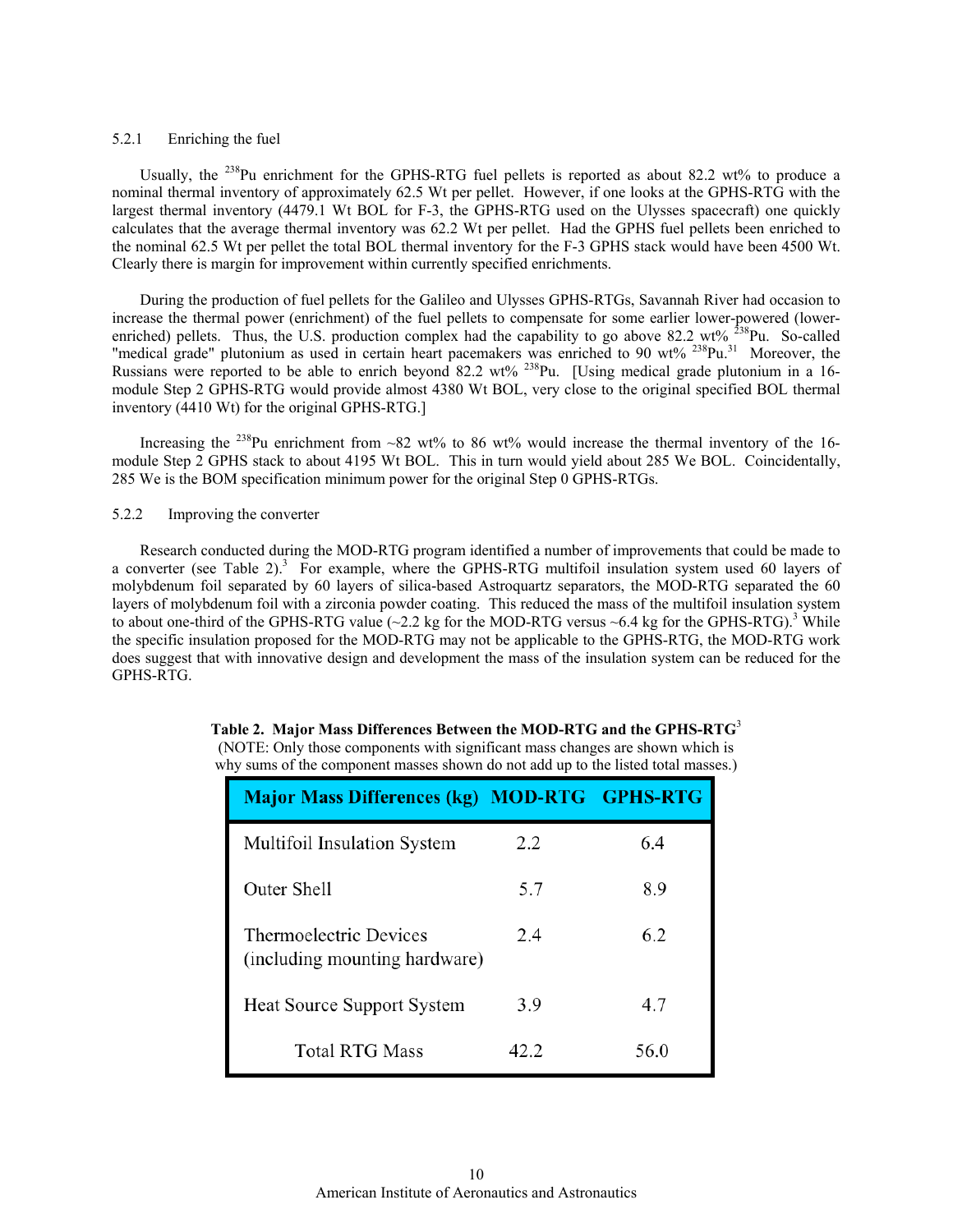### 5.2.1 Enriching the fuel

Usually, the $^{238}$Pu enrichment for the GPHS-RTG fuel pellets is reported as about 82.2 wt% to produce a nominal thermal inventory of approximately 62.5 Wt per pellet. However, if one looks at the GPHS-RTG with the largest thermal inventory (4479.1 Wt BOL for F-3, the GPHS-RTG used on the Ulysses spacecraft) one quickly calculates that the average thermal inventory was 62.2 Wt per pellet. Had the GPHS fuel pellets been enriched to the nominal 62.5 Wt per pellet the total BOL thermal inventory for the F-3 GPHS stack would have been 4500 Wt. Clearly there is margin for improvement within currently specified enrichments.

During the production of fuel pellets for the Galileo and Ulysses GPHS-RTGs, Savannah River had occasion to increase the thermal power (enrichment) of the fuel pellets to compensate for some earlier lower-powered (lower-enriched) pellets. Thus, the U.S. production complex had the capability to go above 82.2 wt% $^{238}$Pu. So-called "medical grade" plutonium as used in certain heart pacemakers was enriched to 90 wt% $^{238}$Pu.[31] Moreover, the Russians were reported to be able to enrich beyond 82.2 wt% $^{238}$Pu. [Using medical grade plutonium in a 16-module Step 2 GPHS-RTG would provide almost 4380 Wt BOL, very close to the original specified BOL thermal inventory (4410 Wt) for the original GPHS-RTG.]

Increasing the $^{238}$Pu enrichment from ~82 wt% to 86 wt% would increase the thermal inventory of the 16-module Step 2 GPHS stack to about 4195 Wt BOL. This in turn would yield about 285 We BOL. Coincidentally, 285 We is the BOM specification minimum power for the original Step 0 GPHS-RTGs.

### 5.2.2 Improving the converter

Research conducted during the MOD-RTG program identified a number of improvements that could be made to a converter (see Table 2).[3] For example, where the GPHS-RTG multifoil insulation system used 60 layers of molybdenum foil separated by 60 layers of silica-based Astroquartz separators, the MOD-RTG separated the 60 layers of molybdenum foil with a zirconia powder coating. This reduced the mass of the multifoil insulation system to about one-third of the GPHS-RTG value (~2.2 kg for the MOD-RTG versus ~6.4 kg for the GPHS-RTG).[3] While the specific insulation proposed for the MOD-RTG may not be applicable to the GPHS-RTG, the MOD-RTG work does suggest that with innovative design and development the mass of the insulation system can be reduced for the GPHS-RTG.

**Table 2. Major Mass Differences Between the MOD-RTG and the GPHS-RTG**[3]
(NOTE: Only those components with significant mass changes are shown which is why sums of the component masses shown do not add up to the listed total masses.)

| Major Mass Differences (kg) | MOD-RTG | GPHS-RTG |
|---|---|---|
| Multifoil Insulation System | 2.2 | 6.4 |
| Outer Shell | 5.7 | 8.9 |
| Thermoelectric Devices (including mounting hardware) | 2.4 | 6.2 |
| Heat Source Support System | 3.9 | 4.7 |
| Total RTG Mass | 42.2 | 56.0 |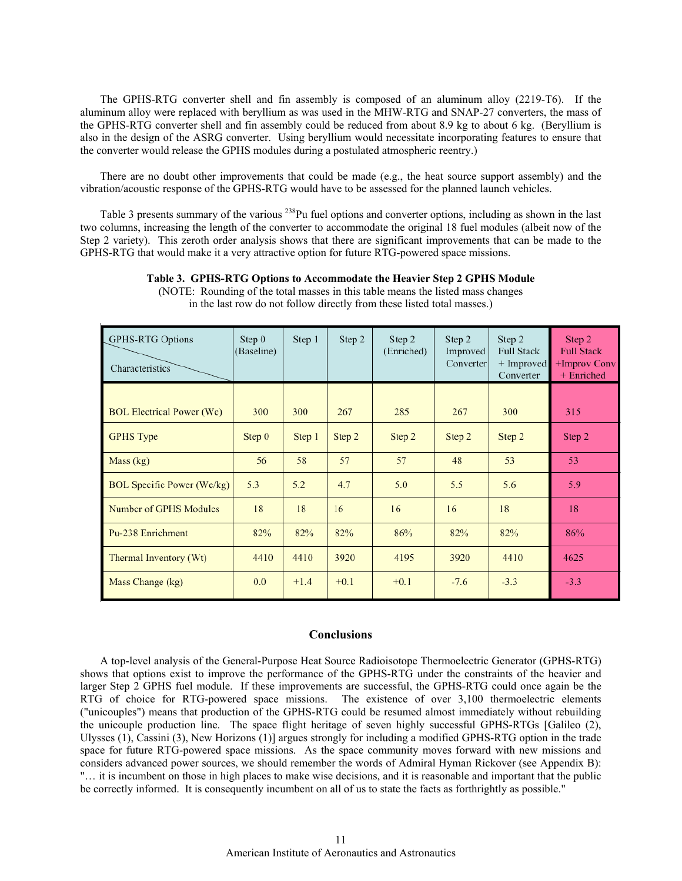The GPHS-RTG converter shell and fin assembly is composed of an aluminum alloy (2219-T6). If the aluminum alloy were replaced with beryllium as was used in the MHW-RTG and SNAP-27 converters, the mass of the GPHS-RTG converter shell and fin assembly could be reduced from about 8.9 kg to about 6 kg. (Beryllium is also in the design of the ASRG converter. Using beryllium would necessitate incorporating features to ensure that the converter would release the GPHS modules during a postulated atmospheric reentry.)

There are no doubt other improvements that could be made (e.g., the heat source support assembly) and the vibration/acoustic response of the GPHS-RTG would have to be assessed for the planned launch vehicles.

Table 3 presents summary of the various $^{238}$Pu fuel options and converter options, including as shown in the last two columns, increasing the length of the converter to accommodate the original 18 fuel modules (albeit now of the Step 2 variety). This zeroth order analysis shows that there are significant improvements that can be made to the GPHS-RTG that would make it a very attractive option for future RTG-powered space missions.

**Table 3. GPHS-RTG Options to Accommodate the Heavier Step 2 GPHS Module**
(NOTE: Rounding of the total masses in this table means the listed mass changes in the last row do not follow directly from these listed total masses.)

| GPHS-RTG Options / Characteristics | Step 0 (Baseline) | Step 1 | Step 2 | Step 2 (Enriched) | Step 2 Improved Converter | Step 2 Full Stack + Improved Converter | Step 2 Full Stack +Improv Conv + Enriched |
|---|---|---|---|---|---|---|---|
| BOL Electrical Power (We) | 300 | 300 | 267 | 285 | 267 | 300 | 315 |
| GPHS Type | Step 0 | Step 1 | Step 2 | Step 2 | Step 2 | Step 2 | Step 2 |
| Mass (kg) | 56 | 58 | 57 | 57 | 48 | 53 | 53 |
| BOL Specific Power (We/kg) | 5.3 | 5.2 | 4.7 | 5.0 | 5.5 | 5.6 | 5.9 |
| Number of GPHS Modules | 18 | 18 | 16 | 16 | 16 | 18 | 18 |
| Pu-238 Enrichment | 82% | 82% | 82% | 86% | 82% | 82% | 86% |
| Thermal Inventory (Wt) | 4410 | 4410 | 3920 | 4195 | 3920 | 4410 | 4625 |
| Mass Change (kg) | 0.0 | +1.4 | +0.1 | +0.1 | -7.6 | -3.3 | -3.3 |

## Conclusions

A top-level analysis of the General-Purpose Heat Source Radioisotope Thermoelectric Generator (GPHS-RTG) shows that options exist to improve the performance of the GPHS-RTG under the constraints of the heavier and larger Step 2 GPHS fuel module. If these improvements are successful, the GPHS-RTG could once again be the RTG of choice for RTG-powered space missions. The existence of over 3,100 thermoelectric elements ("unicouples") means that production of the GPHS-RTG could be resumed almost immediately without rebuilding the unicouple production line. The space flight heritage of seven highly successful GPHS-RTGs [Galileo (2), Ulysses (1), Cassini (3), New Horizons (1)] argues strongly for including a modified GPHS-RTG option in the trade space for future RTG-powered space missions. As the space community moves forward with new missions and considers advanced power sources, we should remember the words of Admiral Hyman Rickover (see Appendix B): "… it is incumbent on those in high places to make wise decisions, and it is reasonable and important that the public be correctly informed. It is consequently incumbent on all of us to state the facts as forthrightly as possible."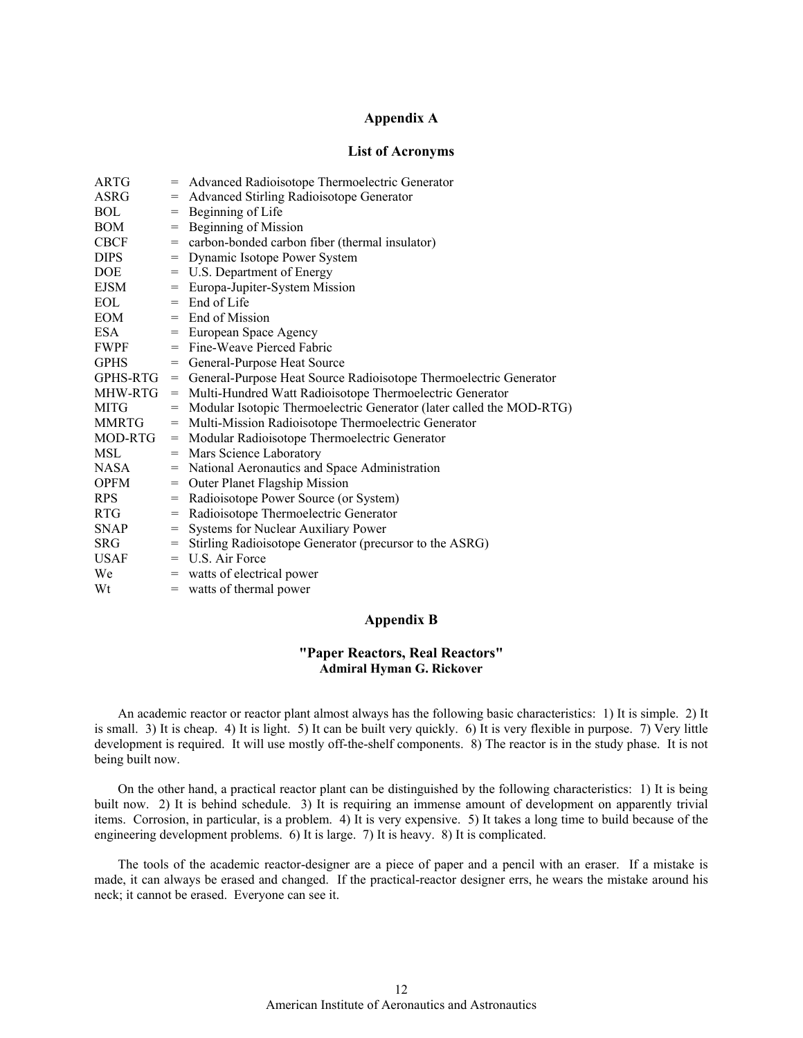## Appendix A

### List of Acronyms

ARTG = Advanced Radioisotope Thermoelectric Generator
ASRG = Advanced Stirling Radioisotope Generator
BOL = Beginning of Life
BOM = Beginning of Mission
CBCF = carbon-bonded carbon fiber (thermal insulator)
DIPS = Dynamic Isotope Power System
DOE = U.S. Department of Energy
EJSM = Europa-Jupiter-System Mission
EOL = End of Life
EOM = End of Mission
ESA = European Space Agency
FWPF = Fine-Weave Pierced Fabric
GPHS = General-Purpose Heat Source
GPHS-RTG = General-Purpose Heat Source Radioisotope Thermoelectric Generator
MHW-RTG = Multi-Hundred Watt Radioisotope Thermoelectric Generator
MITG = Modular Isotopic Thermoelectric Generator (later called the MOD-RTG)
MMRTG = Multi-Mission Radioisotope Thermoelectric Generator
MOD-RTG = Modular Radioisotope Thermoelectric Generator
MSL = Mars Science Laboratory
NASA = National Aeronautics and Space Administration
OPFM = Outer Planet Flagship Mission
RPS = Radioisotope Power Source (or System)
RTG = Radioisotope Thermoelectric Generator
SNAP = Systems for Nuclear Auxiliary Power
SRG = Stirling Radioisotope Generator (precursor to the ASRG)
USAF = U.S. Air Force
We = watts of electrical power
Wt = watts of thermal power

## Appendix B

### "Paper Reactors, Real Reactors"
**Admiral Hyman G. Rickover**

An academic reactor or reactor plant almost always has the following basic characteristics: 1) It is simple. 2) It is small. 3) It is cheap. 4) It is light. 5) It can be built very quickly. 6) It is very flexible in purpose. 7) Very little development is required. It will use mostly off-the-shelf components. 8) The reactor is in the study phase. It is not being built now.

On the other hand, a practical reactor plant can be distinguished by the following characteristics: 1) It is being built now. 2) It is behind schedule. 3) It is requiring an immense amount of development on apparently trivial items. Corrosion, in particular, is a problem. 4) It is very expensive. 5) It takes a long time to build because of the engineering development problems. 6) It is large. 7) It is heavy. 8) It is complicated.

The tools of the academic reactor-designer are a piece of paper and a pencil with an eraser. If a mistake is made, it can always be erased and changed. If the practical-reactor designer errs, he wears the mistake around his neck; it cannot be erased. Everyone can see it.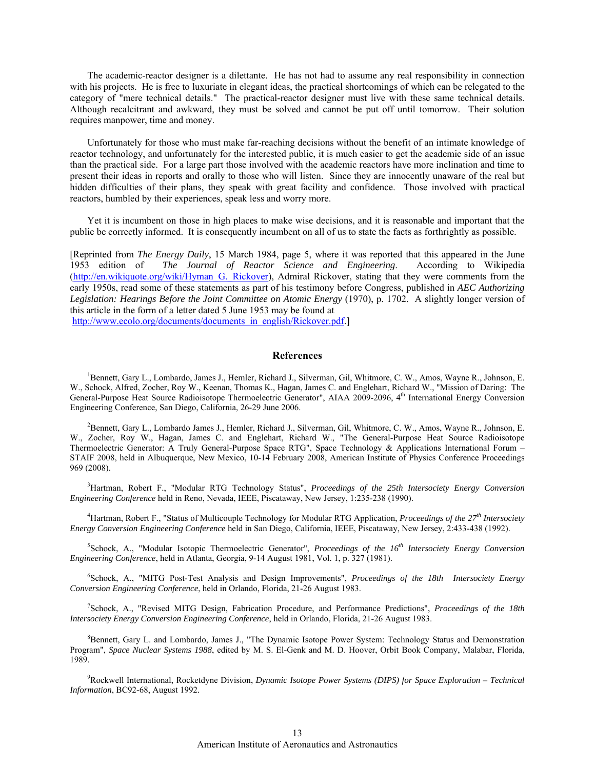The academic-reactor designer is a dilettante. He has not had to assume any real responsibility in connection with his projects. He is free to luxuriate in elegant ideas, the practical shortcomings of which can be relegated to the category of "mere technical details." The practical-reactor designer must live with these same technical details. Although recalcitrant and awkward, they must be solved and cannot be put off until tomorrow. Their solution requires manpower, time and money.

Unfortunately for those who must make far-reaching decisions without the benefit of an intimate knowledge of reactor technology, and unfortunately for the interested public, it is much easier to get the academic side of an issue than the practical side. For a large part those involved with the academic reactors have more inclination and time to present their ideas in reports and orally to those who will listen. Since they are innocently unaware of the real but hidden difficulties of their plans, they speak with great facility and confidence. Those involved with practical reactors, humbled by their experiences, speak less and worry more.

Yet it is incumbent on those in high places to make wise decisions, and it is reasonable and important that the public be correctly informed. It is consequently incumbent on all of us to state the facts as forthrightly as possible.

[Reprinted from *The Energy Daily*, 15 March 1984, page 5, where it was reported that this appeared in the June 1953 edition of *The Journal of Reactor Science and Engineering*. According to Wikipedia (http://en.wikiquote.org/wiki/Hyman_G._Rickover), Admiral Rickover, stating that they were comments from the early 1950s, read some of these statements as part of his testimony before Congress, published in *AEC Authorizing Legislation: Hearings Before the Joint Committee on Atomic Energy* (1970), p. 1702. A slightly longer version of this article in the form of a letter dated 5 June 1953 may be found at http://www.ecolo.org/documents/documents_in_english/Rickover.pdf.]

## References

[1]Bennett, Gary L., Lombardo, James J., Hemler, Richard J., Silverman, Gil, Whitmore, C. W., Amos, Wayne R., Johnson, E. W., Schock, Alfred, Zocher, Roy W., Keenan, Thomas K., Hagan, James C. and Englehart, Richard W., "Mission of Daring: The General-Purpose Heat Source Radioisotope Thermoelectric Generator", AIAA 2009-2096, 4th International Energy Conversion Engineering Conference, San Diego, California, 26-29 June 2006.

[2]Bennett, Gary L., Lombardo James J., Hemler, Richard J., Silverman, Gil, Whitmore, C. W., Amos, Wayne R., Johnson, E. W., Zocher, Roy W., Hagan, James C. and Englehart, Richard W., "The General-Purpose Heat Source Radioisotope Thermoelectric Generator: A Truly General-Purpose Space RTG", Space Technology & Applications International Forum – STAIF 2008, held in Albuquerque, New Mexico, 10-14 February 2008, American Institute of Physics Conference Proceedings 969 (2008).

[3]Hartman, Robert F., "Modular RTG Technology Status", *Proceedings of the 25th Intersociety Energy Conversion Engineering Conference* held in Reno, Nevada, IEEE, Piscataway, New Jersey, 1:235-238 (1990).

[4]Hartman, Robert F., "Status of Multicouple Technology for Modular RTG Application, *Proceedings of the 27th Intersociety Energy Conversion Engineering Conference* held in San Diego, California, IEEE, Piscataway, New Jersey, 2:433-438 (1992).

[5]Schock, A., "Modular Isotopic Thermoelectric Generator", *Proceedings of the 16th Intersociety Energy Conversion Engineering Conference*, held in Atlanta, Georgia, 9-14 August 1981, Vol. 1, p. 327 (1981).

[6]Schock, A., "MITG Post-Test Analysis and Design Improvements", *Proceedings of the 18th Intersociety Energy Conversion Engineering Conference*, held in Orlando, Florida, 21-26 August 1983.

[7]Schock, A., "Revised MITG Design, Fabrication Procedure, and Performance Predictions", *Proceedings of the 18th Intersociety Energy Conversion Engineering Conference*, held in Orlando, Florida, 21-26 August 1983.

[8]Bennett, Gary L. and Lombardo, James J., "The Dynamic Isotope Power System: Technology Status and Demonstration Program", *Space Nuclear Systems 1988*, edited by M. S. El-Genk and M. D. Hoover, Orbit Book Company, Malabar, Florida, 1989.

[9]Rockwell International, Rocketdyne Division, *Dynamic Isotope Power Systems (DIPS) for Space Exploration – Technical Information*, BC92-68, August 1992.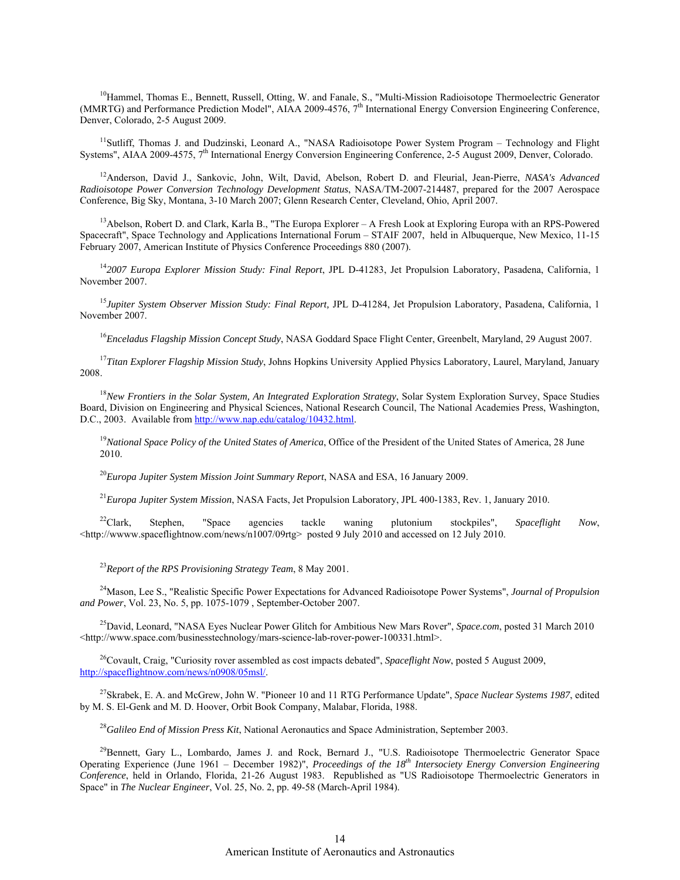[10]Hammel, Thomas E., Bennett, Russell, Otting, W. and Fanale, S., "Multi-Mission Radioisotope Thermoelectric Generator (MMRTG) and Performance Prediction Model", AIAA 2009-4576, 7th International Energy Conversion Engineering Conference, Denver, Colorado, 2-5 August 2009.

[11]Sutliff, Thomas J. and Dudzinski, Leonard A., "NASA Radioisotope Power System Program – Technology and Flight Systems", AIAA 2009-4575, 7th International Energy Conversion Engineering Conference, 2-5 August 2009, Denver, Colorado.

[12]Anderson, David J., Sankovic, John, Wilt, David, Abelson, Robert D. and Fleurial, Jean-Pierre, *NASA's Advanced Radioisotope Power Conversion Technology Development Status*, NASA/TM-2007-214487, prepared for the 2007 Aerospace Conference, Big Sky, Montana, 3-10 March 2007; Glenn Research Center, Cleveland, Ohio, April 2007.

[13]Abelson, Robert D. and Clark, Karla B., "The Europa Explorer – A Fresh Look at Exploring Europa with an RPS-Powered Spacecraft", Space Technology and Applications International Forum – STAIF 2007, held in Albuquerque, New Mexico, 11-15 February 2007, American Institute of Physics Conference Proceedings 880 (2007).

[14]*2007 Europa Explorer Mission Study: Final Report*, JPL D-41283, Jet Propulsion Laboratory, Pasadena, California, 1 November 2007.

[15]*Jupiter System Observer Mission Study: Final Report,* JPL D-41284, Jet Propulsion Laboratory, Pasadena, California, 1 November 2007.

[16]*Enceladus Flagship Mission Concept Study*, NASA Goddard Space Flight Center, Greenbelt, Maryland, 29 August 2007.

[17]*Titan Explorer Flagship Mission Study*, Johns Hopkins University Applied Physics Laboratory, Laurel, Maryland, January 2008.

[18]*New Frontiers in the Solar System, An Integrated Exploration Strategy*, Solar System Exploration Survey, Space Studies Board, Division on Engineering and Physical Sciences, National Research Council, The National Academies Press, Washington, D.C., 2003. Available from http://www.nap.edu/catalog/10432.html.

[19]*National Space Policy of the United States of America*, Office of the President of the United States of America, 28 June 2010.

[20]*Europa Jupiter System Mission Joint Summary Report*, NASA and ESA, 16 January 2009.

[21]*Europa Jupiter System Mission*, NASA Facts, Jet Propulsion Laboratory, JPL 400-1383, Rev. 1, January 2010.

[22]Clark, Stephen, "Space agencies tackle waning plutonium stockpiles", *Spaceflight Now*, <http://wwww.spaceflightnow.com/news/n1007/09rtg> posted 9 July 2010 and accessed on 12 July 2010.

[23]*Report of the RPS Provisioning Strategy Team*, 8 May 2001.

[24]Mason, Lee S., "Realistic Specific Power Expectations for Advanced Radioisotope Power Systems", *Journal of Propulsion and Power*, Vol. 23, No. 5, pp. 1075-1079 , September-October 2007.

[25]David, Leonard, "NASA Eyes Nuclear Power Glitch for Ambitious New Mars Rover", *Space.com*, posted 31 March 2010 <http://www.space.com/businesstechnology/mars-science-lab-rover-power-100331.html>.

[26]Covault, Craig, "Curiosity rover assembled as cost impacts debated", *Spaceflight Now*, posted 5 August 2009, http://spaceflightnow.com/news/n0908/05msl/.

[27]Skrabek, E. A. and McGrew, John W. "Pioneer 10 and 11 RTG Performance Update", *Space Nuclear Systems 1987*, edited by M. S. El-Genk and M. D. Hoover, Orbit Book Company, Malabar, Florida, 1988.

[28]*Galileo End of Mission Press Kit*, National Aeronautics and Space Administration, September 2003.

[29]Bennett, Gary L., Lombardo, James J. and Rock, Bernard J., "U.S. Radioisotope Thermoelectric Generator Space Operating Experience (June 1961 – December 1982)", *Proceedings of the 18th Intersociety Energy Conversion Engineering Conference*, held in Orlando, Florida, 21-26 August 1983. Republished as "US Radioisotope Thermoelectric Generators in Space" in *The Nuclear Engineer*, Vol. 25, No. 2, pp. 49-58 (March-April 1984).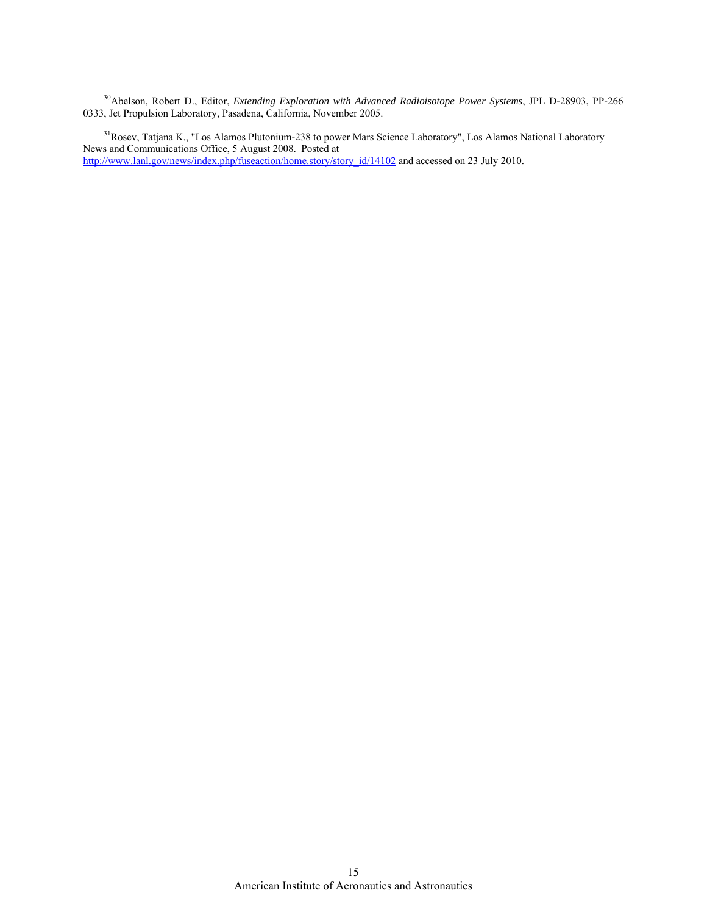[30]Abelson, Robert D., Editor, *Extending Exploration with Advanced Radioisotope Power Systems*, JPL D-28903, PP-266 0333, Jet Propulsion Laboratory, Pasadena, California, November 2005.

[31]Rosev, Tatjana K., "Los Alamos Plutonium-238 to power Mars Science Laboratory", Los Alamos National Laboratory News and Communications Office, 5 August 2008. Posted at http://www.lanl.gov/news/index.php/fuseaction/home.story/story_id/14102 and accessed on 23 July 2010.